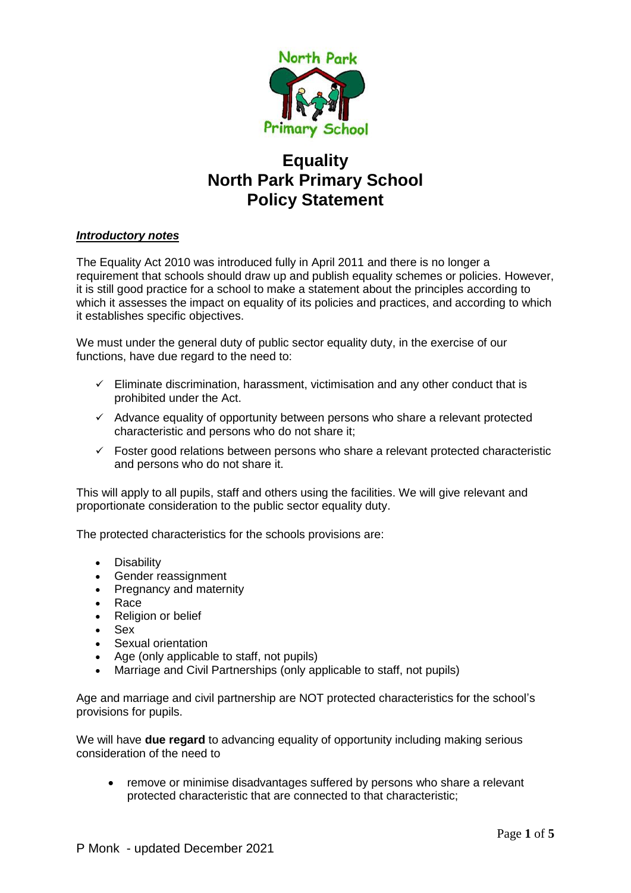# Equality
# North Park Primary School
# Policy Statement

***Introductory notes***

The Equality Act 2010 was introduced fully in April 2011 and there is no longer a requirement that schools should draw up and publish equality schemes or policies. However, it is still good practice for a school to make a statement about the principles according to which it assesses the impact on equality of its policies and practices, and according to which it establishes specific objectives.

We must under the general duty of public sector equality duty, in the exercise of our functions, have due regard to the need to:

- ✓ Eliminate discrimination, harassment, victimisation and any other conduct that is prohibited under the Act.
- ✓ Advance equality of opportunity between persons who share a relevant protected characteristic and persons who do not share it;
- ✓ Foster good relations between persons who share a relevant protected characteristic and persons who do not share it.

This will apply to all pupils, staff and others using the facilities. We will give relevant and proportionate consideration to the public sector equality duty.

The protected characteristics for the schools provisions are:

- Disability
- Gender reassignment
- Pregnancy and maternity
- Race
- Religion or belief
- Sex
- Sexual orientation
- Age (only applicable to staff, not pupils)
- Marriage and Civil Partnerships (only applicable to staff, not pupils)

Age and marriage and civil partnership are NOT protected characteristics for the school's provisions for pupils.

We will have **due regard** to advancing equality of opportunity including making serious consideration of the need to

- remove or minimise disadvantages suffered by persons who share a relevant protected characteristic that are connected to that characteristic;

P Monk - updated December 2021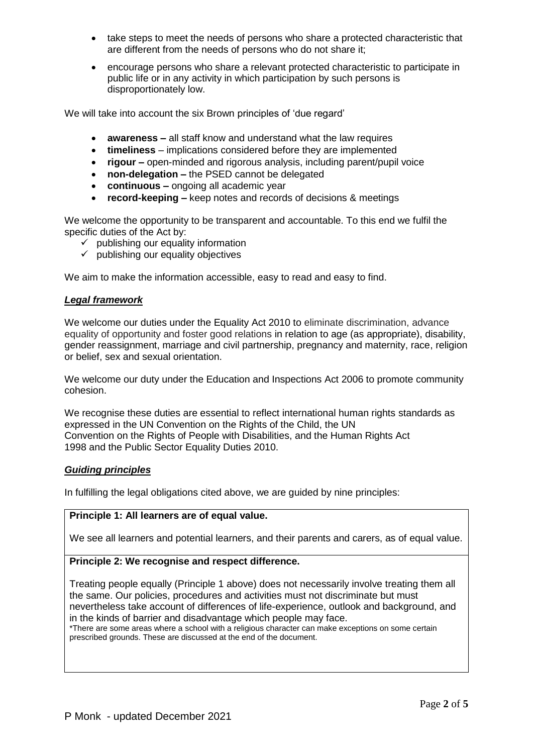- take steps to meet the needs of persons who share a protected characteristic that are different from the needs of persons who do not share it;
- encourage persons who share a relevant protected characteristic to participate in public life or in any activity in which participation by such persons is disproportionately low.

We will take into account the six Brown principles of 'due regard'

- **awareness –** all staff know and understand what the law requires
- **timeliness** – implications considered before they are implemented
- **rigour –** open-minded and rigorous analysis, including parent/pupil voice
- **non-delegation –** the PSED cannot be delegated
- **continuous –** ongoing all academic year
- **record-keeping –** keep notes and records of decisions & meetings

We welcome the opportunity to be transparent and accountable. To this end we fulfil the specific duties of the Act by:

- ✓ publishing our equality information
- ✓ publishing our equality objectives

We aim to make the information accessible, easy to read and easy to find.

### ***Legal framework***

We welcome our duties under the Equality Act 2010 to eliminate discrimination, advance equality of opportunity and foster good relations in relation to age (as appropriate), disability, gender reassignment, marriage and civil partnership, pregnancy and maternity, race, religion or belief, sex and sexual orientation.

We welcome our duty under the Education and Inspections Act 2006 to promote community cohesion.

We recognise these duties are essential to reflect international human rights standards as expressed in the UN Convention on the Rights of the Child, the UN Convention on the Rights of People with Disabilities, and the Human Rights Act 1998 and the Public Sector Equality Duties 2010.

### ***Guiding principles***

In fulfilling the legal obligations cited above, we are guided by nine principles:

**Principle 1: All learners are of equal value.**

We see all learners and potential learners, and their parents and carers, as of equal value.

**Principle 2: We recognise and respect difference.**

Treating people equally (Principle 1 above) does not necessarily involve treating them all the same. Our policies, procedures and activities must not discriminate but must nevertheless take account of differences of life-experience, outlook and background, and in the kinds of barrier and disadvantage which people may face.

*There are some areas where a school with a religious character can make exceptions on some certain prescribed grounds. These are discussed at the end of the document.

P Monk - updated December 2021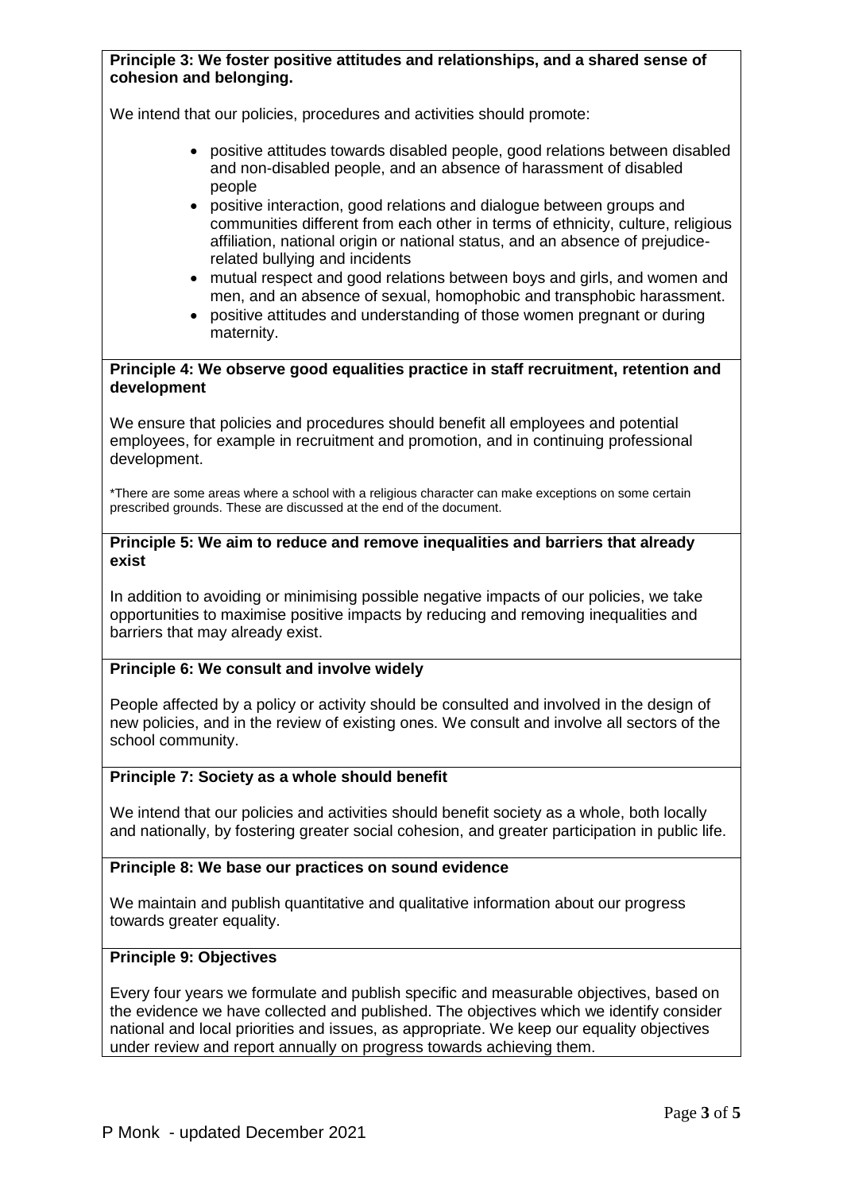**Principle 3: We foster positive attitudes and relationships, and a shared sense of cohesion and belonging.**

We intend that our policies, procedures and activities should promote:

- positive attitudes towards disabled people, good relations between disabled and non-disabled people, and an absence of harassment of disabled people
- positive interaction, good relations and dialogue between groups and communities different from each other in terms of ethnicity, culture, religious affiliation, national origin or national status, and an absence of prejudice-related bullying and incidents
- mutual respect and good relations between boys and girls, and women and men, and an absence of sexual, homophobic and transphobic harassment.
- positive attitudes and understanding of those women pregnant or during maternity.

**Principle 4: We observe good equalities practice in staff recruitment, retention and development**

We ensure that policies and procedures should benefit all employees and potential employees, for example in recruitment and promotion, and in continuing professional development.

*There are some areas where a school with a religious character can make exceptions on some certain prescribed grounds. These are discussed at the end of the document.

**Principle 5: We aim to reduce and remove inequalities and barriers that already exist**

In addition to avoiding or minimising possible negative impacts of our policies, we take opportunities to maximise positive impacts by reducing and removing inequalities and barriers that may already exist.

**Principle 6: We consult and involve widely**

People affected by a policy or activity should be consulted and involved in the design of new policies, and in the review of existing ones. We consult and involve all sectors of the school community.

**Principle 7: Society as a whole should benefit**

We intend that our policies and activities should benefit society as a whole, both locally and nationally, by fostering greater social cohesion, and greater participation in public life.

**Principle 8: We base our practices on sound evidence**

We maintain and publish quantitative and qualitative information about our progress towards greater equality.

**Principle 9: Objectives**

Every four years we formulate and publish specific and measurable objectives, based on the evidence we have collected and published. The objectives which we identify consider national and local priorities and issues, as appropriate. We keep our equality objectives under review and report annually on progress towards achieving them.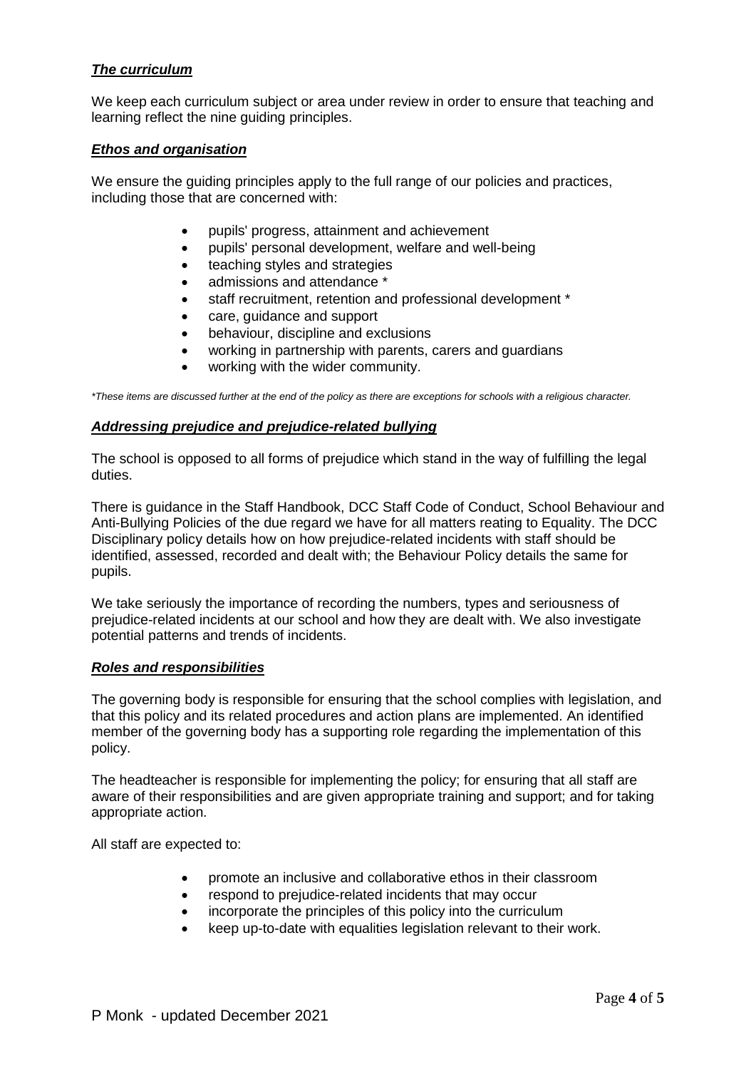## ***The curriculum***

We keep each curriculum subject or area under review in order to ensure that teaching and learning reflect the nine guiding principles.

## ***Ethos and organisation***

We ensure the guiding principles apply to the full range of our policies and practices, including those that are concerned with:

- pupils' progress, attainment and achievement
- pupils' personal development, welfare and well-being
- teaching styles and strategies
- admissions and attendance *
- staff recruitment, retention and professional development *
- care, guidance and support
- behaviour, discipline and exclusions
- working in partnership with parents, carers and guardians
- working with the wider community.

*\*These items are discussed further at the end of the policy as there are exceptions for schools with a religious character.*

## ***Addressing prejudice and prejudice-related bullying***

The school is opposed to all forms of prejudice which stand in the way of fulfilling the legal duties.

There is guidance in the Staff Handbook, DCC Staff Code of Conduct, School Behaviour and Anti-Bullying Policies of the due regard we have for all matters reating to Equality. The DCC Disciplinary policy details how on how prejudice-related incidents with staff should be identified, assessed, recorded and dealt with; the Behaviour Policy details the same for pupils.

We take seriously the importance of recording the numbers, types and seriousness of prejudice-related incidents at our school and how they are dealt with. We also investigate potential patterns and trends of incidents.

## ***Roles and responsibilities***

The governing body is responsible for ensuring that the school complies with legislation, and that this policy and its related procedures and action plans are implemented. An identified member of the governing body has a supporting role regarding the implementation of this policy.

The headteacher is responsible for implementing the policy; for ensuring that all staff are aware of their responsibilities and are given appropriate training and support; and for taking appropriate action.

All staff are expected to:

- promote an inclusive and collaborative ethos in their classroom
- respond to prejudice-related incidents that may occur
- incorporate the principles of this policy into the curriculum
- keep up-to-date with equalities legislation relevant to their work.

P Monk - updated December 2021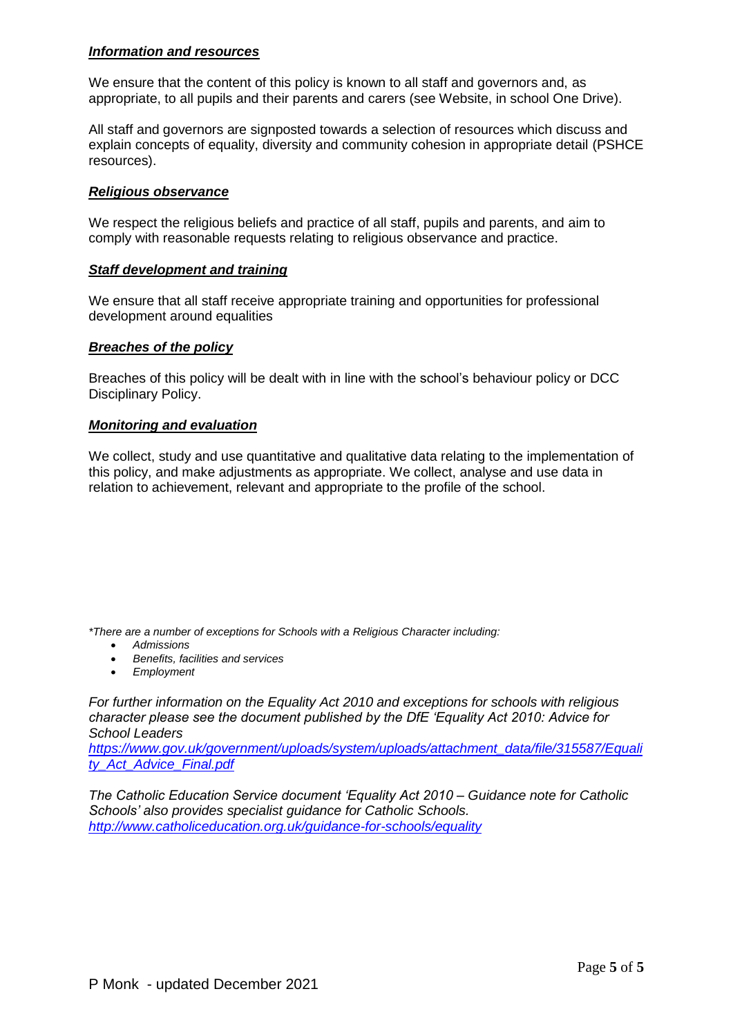***Information and resources***

We ensure that the content of this policy is known to all staff and governors and, as appropriate, to all pupils and their parents and carers (see Website, in school One Drive).

All staff and governors are signposted towards a selection of resources which discuss and explain concepts of equality, diversity and community cohesion in appropriate detail (PSHCE resources).

***Religious observance***

We respect the religious beliefs and practice of all staff, pupils and parents, and aim to comply with reasonable requests relating to religious observance and practice.

***Staff development and training***

We ensure that all staff receive appropriate training and opportunities for professional development around equalities

***Breaches of the policy***

Breaches of this policy will be dealt with in line with the school's behaviour policy or DCC Disciplinary Policy.

***Monitoring and evaluation***

We collect, study and use quantitative and qualitative data relating to the implementation of this policy, and make adjustments as appropriate. We collect, analyse and use data in relation to achievement, relevant and appropriate to the profile of the school.

*\*There are a number of exceptions for Schools with a Religious Character including:*

- *Admissions*
- *Benefits, facilities and services*
- *Employment*

*For further information on the Equality Act 2010 and exceptions for schools with religious character please see the document published by the DfE 'Equality Act 2010: Advice for School Leaders*
*https://www.gov.uk/government/uploads/system/uploads/attachment_data/file/315587/Equality_Act_Advice_Final.pdf*

*The Catholic Education Service document 'Equality Act 2010 – Guidance note for Catholic Schools' also provides specialist guidance for Catholic Schools.*
*http://www.catholiceducation.org.uk/guidance-for-schools/equality*

P Monk - updated December 2021